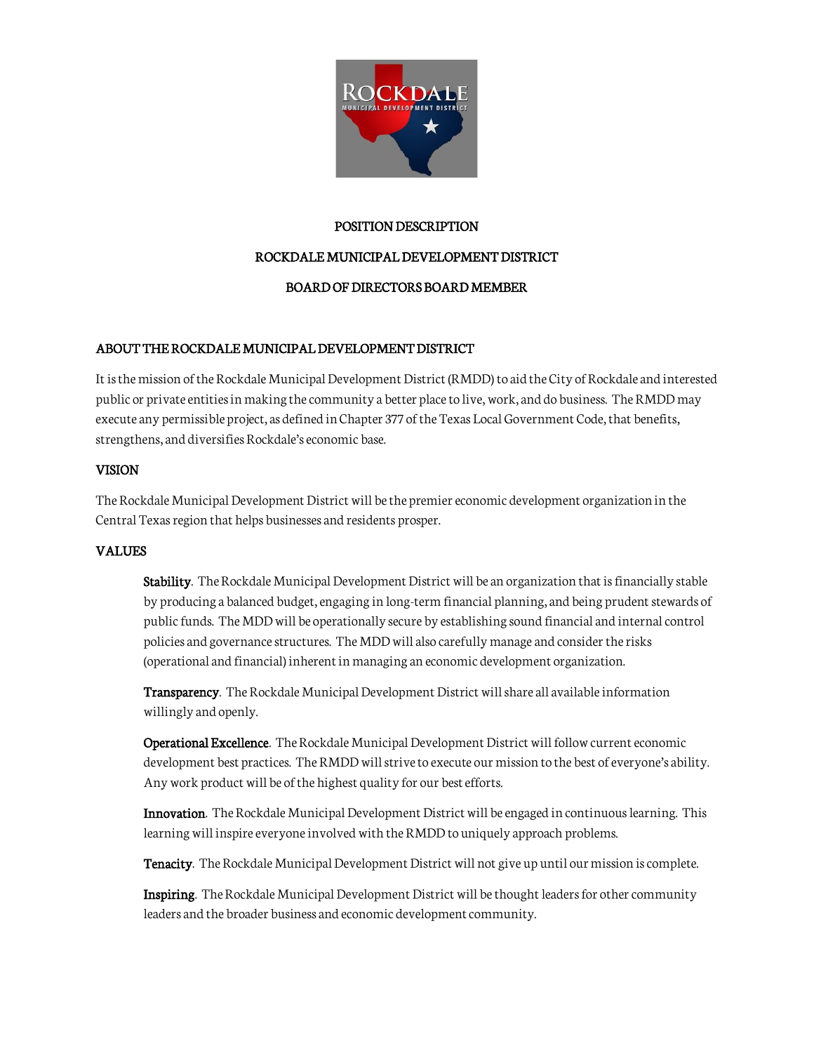# POSITION DESCRIPTION

# ROCKDALE MUNICIPAL DEVELOPMENT DISTRICT

# BOARD OF DIRECTORS BOARD MEMBER

## ABOUT THE ROCKDALE MUNICIPAL DEVELOPMENT DISTRICT

It is the mission of the Rockdale Municipal Development District (RMDD) to aid the City of Rockdale and interested public or private entities in making the community a better place to live, work, and do business. The RMDD may execute any permissible project, as defined in Chapter 377 of the Texas Local Government Code, that benefits, strengthens, and diversifies Rockdale's economic base.

## VISION

The Rockdale Municipal Development District will be the premier economic development organization in the Central Texas region that helps businesses and residents prosper.

## VALUES

**Stability**. The Rockdale Municipal Development District will be an organization that is financially stable by producing a balanced budget, engaging in long-term financial planning, and being prudent stewards of public funds. The MDD will be operationally secure by establishing sound financial and internal control policies and governance structures. The MDD will also carefully manage and consider the risks (operational and financial) inherent in managing an economic development organization.

**Transparency**. The Rockdale Municipal Development District will share all available information willingly and openly.

**Operational Excellence**. The Rockdale Municipal Development District will follow current economic development best practices. The RMDD will strive to execute our mission to the best of everyone's ability. Any work product will be of the highest quality for our best efforts.

**Innovation**. The Rockdale Municipal Development District will be engaged in continuous learning. This learning will inspire everyone involved with the RMDD to uniquely approach problems.

**Tenacity**. The Rockdale Municipal Development District will not give up until our mission is complete.

**Inspiring**. The Rockdale Municipal Development District will be thought leaders for other community leaders and the broader business and economic development community.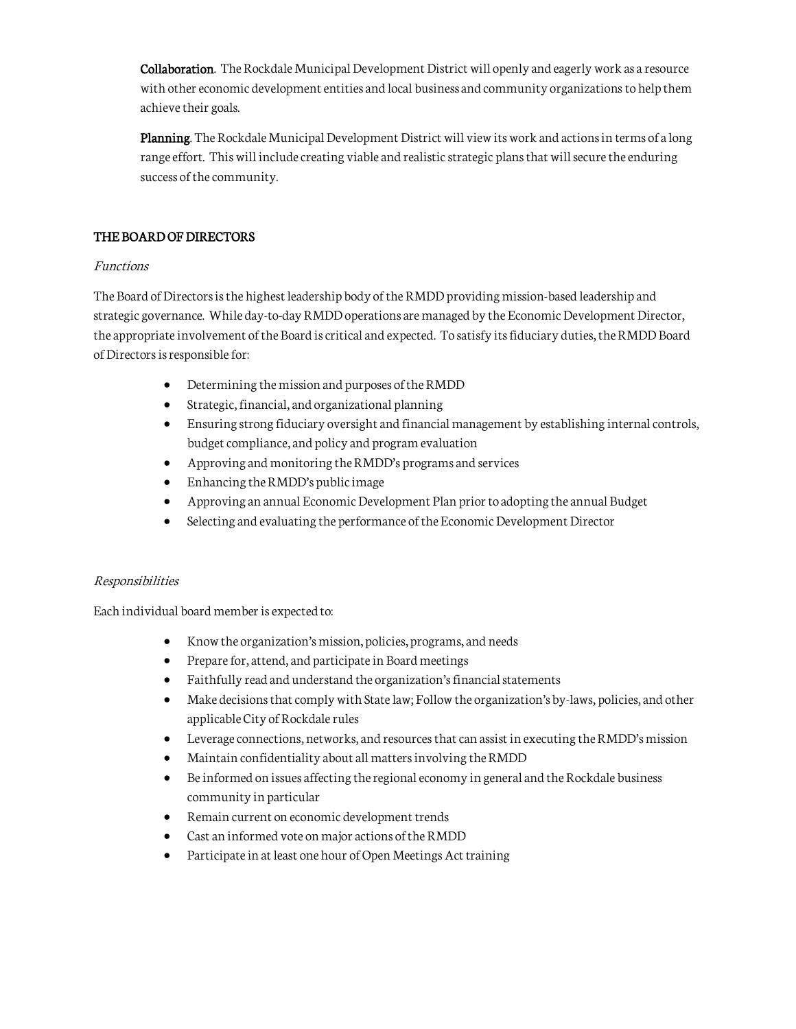**Collaboration**. The Rockdale Municipal Development District will openly and eagerly work as a resource with other economic development entities and local business and community organizations to help them achieve their goals.

**Planning**. The Rockdale Municipal Development District will view its work and actions in terms of a long range effort. This will include creating viable and realistic strategic plans that will secure the enduring success of the community.

## THE BOARD OF DIRECTORS

*Functions*

The Board of Directors is the highest leadership body of the RMDD providing mission-based leadership and strategic governance. While day-to-day RMDD operations are managed by the Economic Development Director, the appropriate involvement of the Board is critical and expected. To satisfy its fiduciary duties, the RMDD Board of Directors is responsible for:

- Determining the mission and purposes of the RMDD
- Strategic, financial, and organizational planning
- Ensuring strong fiduciary oversight and financial management by establishing internal controls, budget compliance, and policy and program evaluation
- Approving and monitoring the RMDD's programs and services
- Enhancing the RMDD's public image
- Approving an annual Economic Development Plan prior to adopting the annual Budget
- Selecting and evaluating the performance of the Economic Development Director

*Responsibilities*

Each individual board member is expected to:

- Know the organization's mission, policies, programs, and needs
- Prepare for, attend, and participate in Board meetings
- Faithfully read and understand the organization's financial statements
- Make decisions that comply with State law; Follow the organization's by-laws, policies, and other applicable City of Rockdale rules
- Leverage connections, networks, and resources that can assist in executing the RMDD's mission
- Maintain confidentiality about all matters involving the RMDD
- Be informed on issues affecting the regional economy in general and the Rockdale business community in particular
- Remain current on economic development trends
- Cast an informed vote on major actions of the RMDD
- Participate in at least one hour of Open Meetings Act training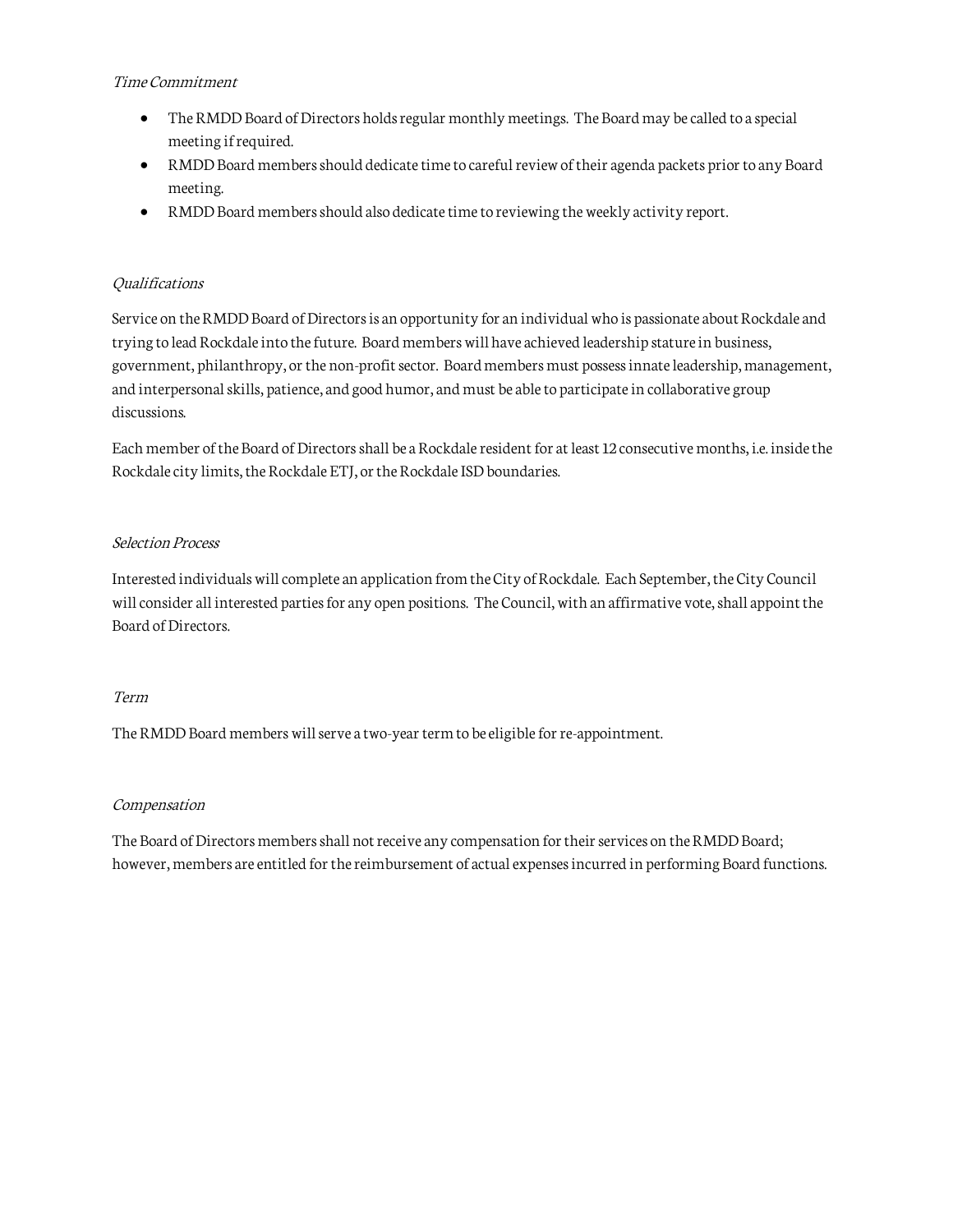*Time Commitment*

- The RMDD Board of Directors holds regular monthly meetings. The Board may be called to a special meeting if required.
- RMDD Board members should dedicate time to careful review of their agenda packets prior to any Board meeting.
- RMDD Board members should also dedicate time to reviewing the weekly activity report.

*Qualifications*

Service on the RMDD Board of Directors is an opportunity for an individual who is passionate about Rockdale and trying to lead Rockdale into the future. Board members will have achieved leadership stature in business, government, philanthropy, or the non-profit sector. Board members must possess innate leadership, management, and interpersonal skills, patience, and good humor, and must be able to participate in collaborative group discussions.

Each member of the Board of Directors shall be a Rockdale resident for at least 12 consecutive months, i.e. inside the Rockdale city limits, the Rockdale ETJ, or the Rockdale ISD boundaries.

*Selection Process*

Interested individuals will complete an application from the City of Rockdale. Each September, the City Council will consider all interested parties for any open positions. The Council, with an affirmative vote, shall appoint the Board of Directors.

*Term*

The RMDD Board members will serve a two-year term to be eligible for re-appointment.

*Compensation*

The Board of Directors members shall not receive any compensation for their services on the RMDD Board; however, members are entitled for the reimbursement of actual expenses incurred in performing Board functions.